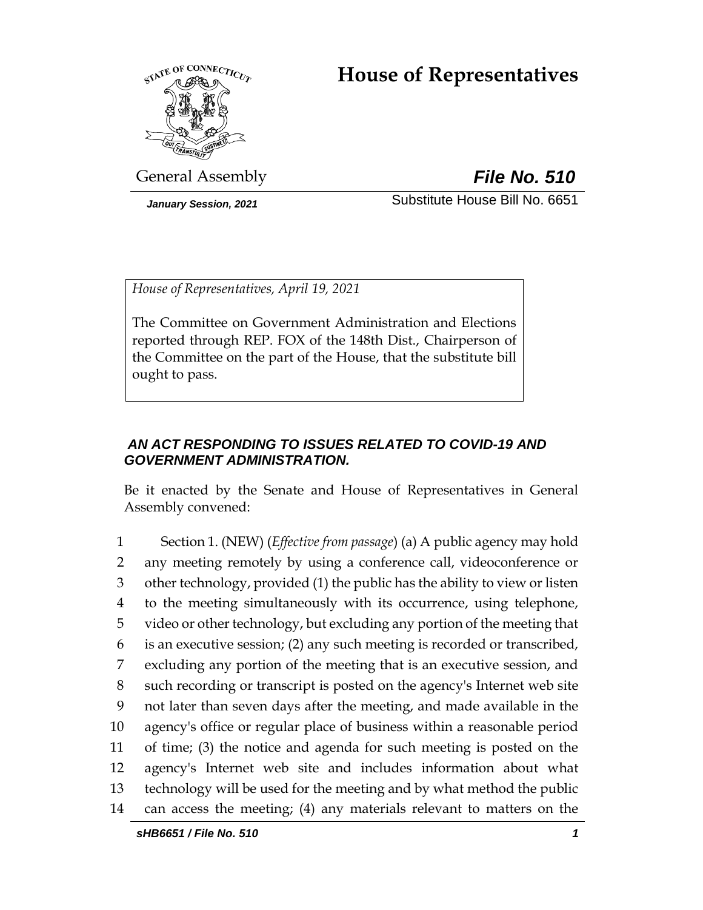# House of Representatives

General Assembly

***File No. 510***

*January Session, 2021*

Substitute House Bill No. 6651

*House of Representatives, April 19, 2021*

The Committee on Government Administration and Elections reported through REP. FOX of the 148th Dist., Chairperson of the Committee on the part of the House, that the substitute bill ought to pass.

***AN ACT RESPONDING TO ISSUES RELATED TO COVID-19 AND GOVERNMENT ADMINISTRATION.***

Be it enacted by the Senate and House of Representatives in General Assembly convened:

1 Section 1. (NEW) (*Effective from passage*) (a) A public agency may hold
2 any meeting remotely by using a conference call, videoconference or
3 other technology, provided (1) the public has the ability to view or listen
4 to the meeting simultaneously with its occurrence, using telephone,
5 video or other technology, but excluding any portion of the meeting that
6 is an executive session; (2) any such meeting is recorded or transcribed,
7 excluding any portion of the meeting that is an executive session, and
8 such recording or transcript is posted on the agency's Internet web site
9 not later than seven days after the meeting, and made available in the
10 agency's office or regular place of business within a reasonable period
11 of time; (3) the notice and agenda for such meeting is posted on the
12 agency's Internet web site and includes information about what
13 technology will be used for the meeting and by what method the public
14 can access the meeting; (4) any materials relevant to matters on the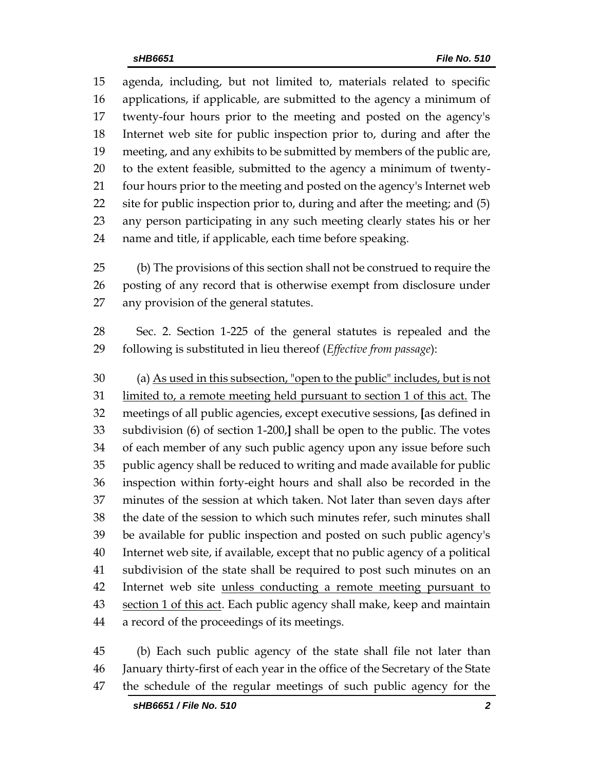agenda, including, but not limited to, materials related to specific applications, if applicable, are submitted to the agency a minimum of twenty-four hours prior to the meeting and posted on the agency's Internet web site for public inspection prior to, during and after the meeting, and any exhibits to be submitted by members of the public are, to the extent feasible, submitted to the agency a minimum of twenty-four hours prior to the meeting and posted on the agency's Internet web site for public inspection prior to, during and after the meeting; and (5) any person participating in any such meeting clearly states his or her name and title, if applicable, each time before speaking.

(b) The provisions of this section shall not be construed to require the posting of any record that is otherwise exempt from disclosure under any provision of the general statutes.

Sec. 2. Section 1-225 of the general statutes is repealed and the following is substituted in lieu thereof (*Effective from passage*):

(a) As used in this subsection, "open to the public" includes, but is not limited to, a remote meeting held pursuant to section 1 of this act. The meetings of all public agencies, except executive sessions, **[**as defined in subdivision (6) of section 1-200,**]** shall be open to the public. The votes of each member of any such public agency upon any issue before such public agency shall be reduced to writing and made available for public inspection within forty-eight hours and shall also be recorded in the minutes of the session at which taken. Not later than seven days after the date of the session to which such minutes refer, such minutes shall be available for public inspection and posted on such public agency's Internet web site, if available, except that no public agency of a political subdivision of the state shall be required to post such minutes on an Internet web site unless conducting a remote meeting pursuant to section 1 of this act. Each public agency shall make, keep and maintain a record of the proceedings of its meetings.

(b) Each such public agency of the state shall file not later than January thirty-first of each year in the office of the Secretary of the State the schedule of the regular meetings of such public agency for the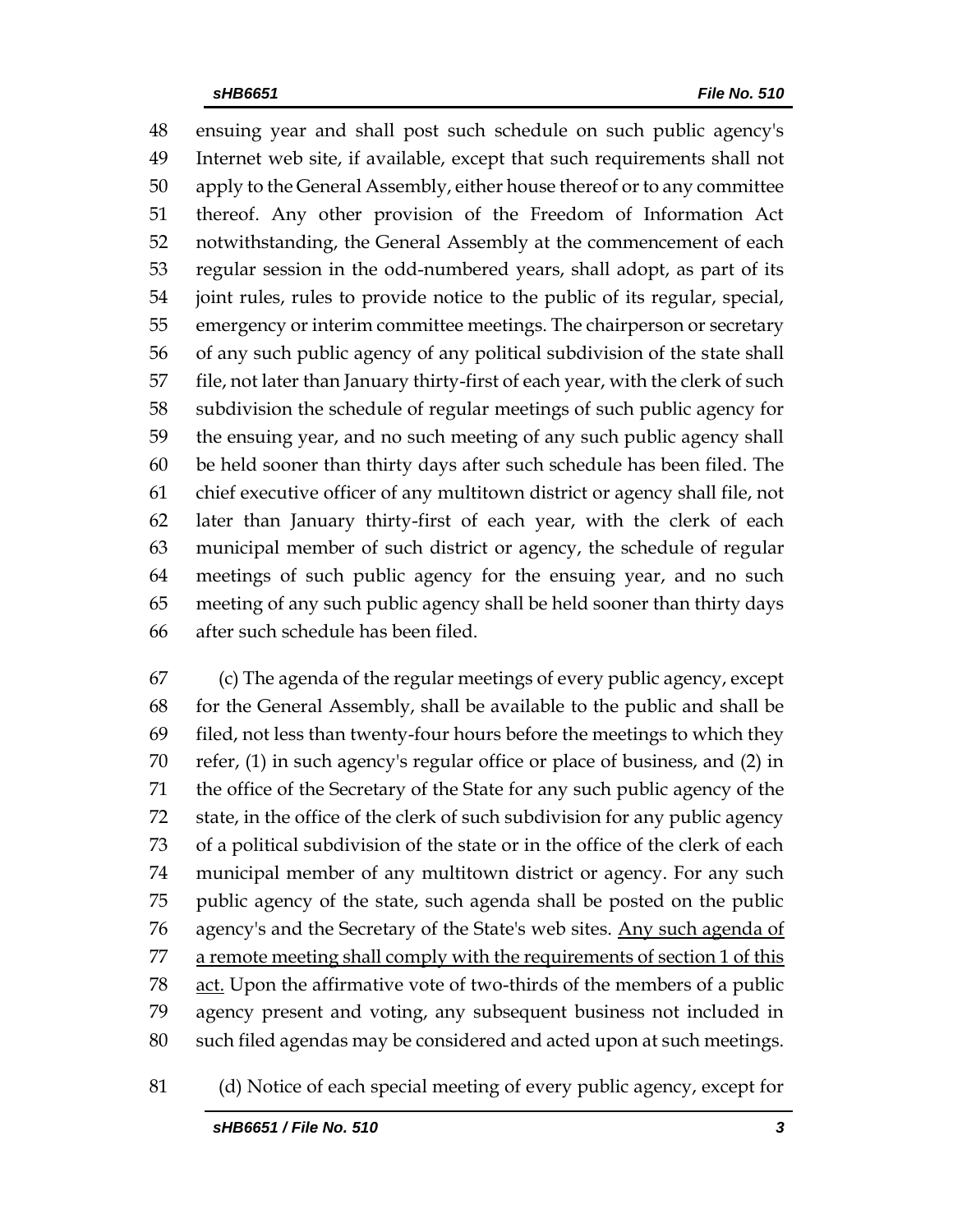ensuing year and shall post such schedule on such public agency's Internet web site, if available, except that such requirements shall not apply to the General Assembly, either house thereof or to any committee thereof. Any other provision of the Freedom of Information Act notwithstanding, the General Assembly at the commencement of each regular session in the odd-numbered years, shall adopt, as part of its joint rules, rules to provide notice to the public of its regular, special, emergency or interim committee meetings. The chairperson or secretary of any such public agency of any political subdivision of the state shall file, not later than January thirty-first of each year, with the clerk of such subdivision the schedule of regular meetings of such public agency for the ensuing year, and no such meeting of any such public agency shall be held sooner than thirty days after such schedule has been filed. The chief executive officer of any multitown district or agency shall file, not later than January thirty-first of each year, with the clerk of each municipal member of such district or agency, the schedule of regular meetings of such public agency for the ensuing year, and no such meeting of any such public agency shall be held sooner than thirty days after such schedule has been filed.

(c) The agenda of the regular meetings of every public agency, except for the General Assembly, shall be available to the public and shall be filed, not less than twenty-four hours before the meetings to which they refer, (1) in such agency's regular office or place of business, and (2) in the office of the Secretary of the State for any such public agency of the state, in the office of the clerk of such subdivision for any public agency of a political subdivision of the state or in the office of the clerk of each municipal member of any multitown district or agency. For any such public agency of the state, such agenda shall be posted on the public agency's and the Secretary of the State's web sites. <u>Any such agenda of a remote meeting shall comply with the requirements of section 1 of this act.</u> Upon the affirmative vote of two-thirds of the members of a public agency present and voting, any subsequent business not included in such filed agendas may be considered and acted upon at such meetings.

(d) Notice of each special meeting of every public agency, except for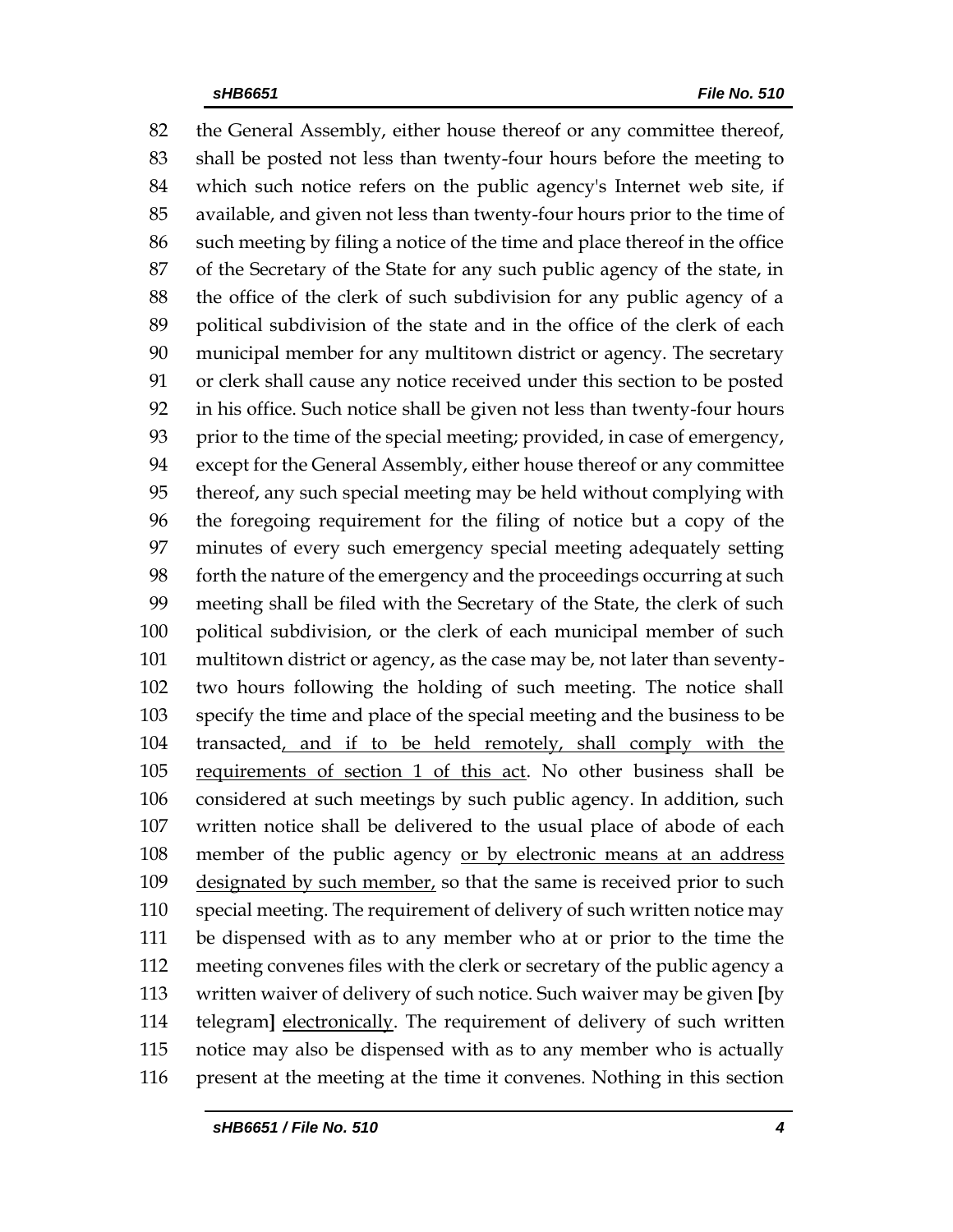82 the General Assembly, either house thereof or any committee thereof,
83 shall be posted not less than twenty-four hours before the meeting to
84 which such notice refers on the public agency's Internet web site, if
85 available, and given not less than twenty-four hours prior to the time of
86 such meeting by filing a notice of the time and place thereof in the office
87 of the Secretary of the State for any such public agency of the state, in
88 the office of the clerk of such subdivision for any public agency of a
89 political subdivision of the state and in the office of the clerk of each
90 municipal member for any multitown district or agency. The secretary
91 or clerk shall cause any notice received under this section to be posted
92 in his office. Such notice shall be given not less than twenty-four hours
93 prior to the time of the special meeting; provided, in case of emergency,
94 except for the General Assembly, either house thereof or any committee
95 thereof, any such special meeting may be held without complying with
96 the foregoing requirement for the filing of notice but a copy of the
97 minutes of every such emergency special meeting adequately setting
98 forth the nature of the emergency and the proceedings occurring at such
99 meeting shall be filed with the Secretary of the State, the clerk of such
100 political subdivision, or the clerk of each municipal member of such
101 multitown district or agency, as the case may be, not later than seventy-
102 two hours following the holding of such meeting. The notice shall
103 specify the time and place of the special meeting and the business to be
104 transacted<u>, and if to be held remotely, shall comply with the</u>
105 <u>requirements of section 1 of this act</u>. No other business shall be
106 considered at such meetings by such public agency. In addition, such
107 written notice shall be delivered to the usual place of abode of each
108 member of the public agency <u>or by electronic means at an address</u>
109 <u>designated by such member,</u> so that the same is received prior to such
110 special meeting. The requirement of delivery of such written notice may
111 be dispensed with as to any member who at or prior to the time the
112 meeting convenes files with the clerk or secretary of the public agency a
113 written waiver of delivery of such notice. Such waiver may be given **[**by
114 telegram**]** <u>electronically</u>. The requirement of delivery of such written
115 notice may also be dispensed with as to any member who is actually
116 present at the meeting at the time it convenes. Nothing in this section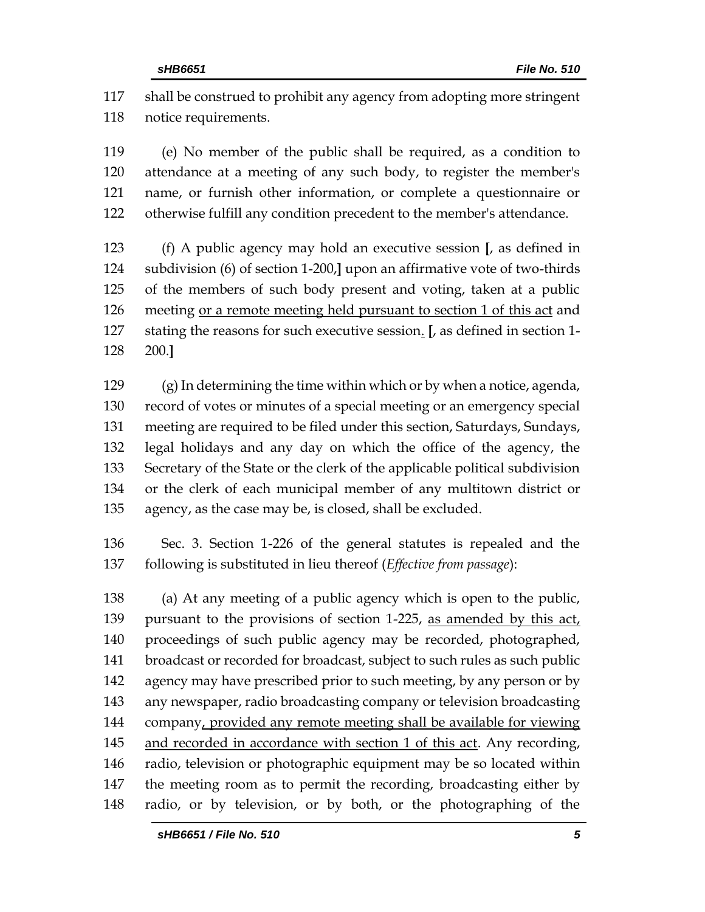117 shall be construed to prohibit any agency from adopting more stringent
118 notice requirements.

119 (e) No member of the public shall be required, as a condition to
120 attendance at a meeting of any such body, to register the member's
121 name, or furnish other information, or complete a questionnaire or
122 otherwise fulfill any condition precedent to the member's attendance.

123 (f) A public agency may hold an executive session **[**, as defined in
124 subdivision (6) of section 1-200,**]** upon an affirmative vote of two-thirds
125 of the members of such body present and voting, taken at a public
126 meeting <u>or a remote meeting held pursuant to section 1 of this act</u> and
127 stating the reasons for such executive session<u>.</u> **[**, as defined in section 1-
128 200.**]**

129 (g) In determining the time within which or by when a notice, agenda,
130 record of votes or minutes of a special meeting or an emergency special
131 meeting are required to be filed under this section, Saturdays, Sundays,
132 legal holidays and any day on which the office of the agency, the
133 Secretary of the State or the clerk of the applicable political subdivision
134 or the clerk of each municipal member of any multitown district or
135 agency, as the case may be, is closed, shall be excluded.

136 Sec. 3. Section 1-226 of the general statutes is repealed and the
137 following is substituted in lieu thereof (*Effective from passage*):

138 (a) At any meeting of a public agency which is open to the public,
139 pursuant to the provisions of section 1-225, <u>as amended by this act,</u>
140 proceedings of such public agency may be recorded, photographed,
141 broadcast or recorded for broadcast, subject to such rules as such public
142 agency may have prescribed prior to such meeting, by any person or by
143 any newspaper, radio broadcasting company or television broadcasting
144 company<u>, provided any remote meeting shall be available for viewing</u>
145 <u>and recorded in accordance with section 1 of this act</u>. Any recording,
146 radio, television or photographic equipment may be so located within
147 the meeting room as to permit the recording, broadcasting either by
148 radio, or by television, or by both, or the photographing of the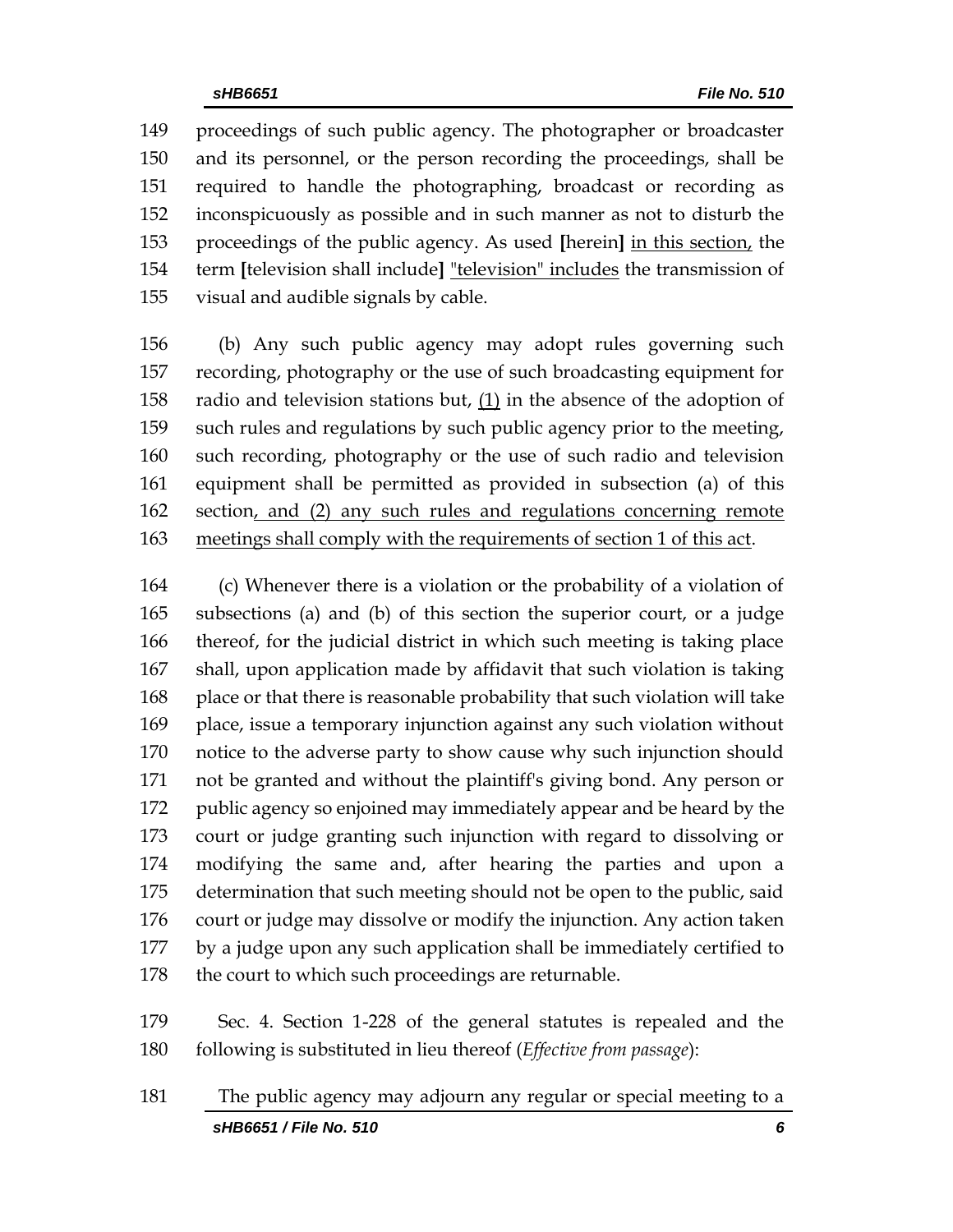149 proceedings of such public agency. The photographer or broadcaster
150 and its personnel, or the person recording the proceedings, shall be
151 required to handle the photographing, broadcast or recording as
152 inconspicuously as possible and in such manner as not to disturb the
153 proceedings of the public agency. As used **[**herein**]** <u>in this section,</u> the
154 term **[**television shall include**]** <u>"television" includes</u> the transmission of
155 visual and audible signals by cable.

156 (b) Any such public agency may adopt rules governing such
157 recording, photography or the use of such broadcasting equipment for
158 radio and television stations but, <u>(1)</u> in the absence of the adoption of
159 such rules and regulations by such public agency prior to the meeting,
160 such recording, photography or the use of such radio and television
161 equipment shall be permitted as provided in subsection (a) of this
162 section<u>, and (2) any such rules and regulations concerning remote</u>
163 <u>meetings shall comply with the requirements of section 1 of this act</u>.

164 (c) Whenever there is a violation or the probability of a violation of
165 subsections (a) and (b) of this section the superior court, or a judge
166 thereof, for the judicial district in which such meeting is taking place
167 shall, upon application made by affidavit that such violation is taking
168 place or that there is reasonable probability that such violation will take
169 place, issue a temporary injunction against any such violation without
170 notice to the adverse party to show cause why such injunction should
171 not be granted and without the plaintiff's giving bond. Any person or
172 public agency so enjoined may immediately appear and be heard by the
173 court or judge granting such injunction with regard to dissolving or
174 modifying the same and, after hearing the parties and upon a
175 determination that such meeting should not be open to the public, said
176 court or judge may dissolve or modify the injunction. Any action taken
177 by a judge upon any such application shall be immediately certified to
178 the court to which such proceedings are returnable.

179 Sec. 4. Section 1-228 of the general statutes is repealed and the
180 following is substituted in lieu thereof (*Effective from passage*):

181 The public agency may adjourn any regular or special meeting to a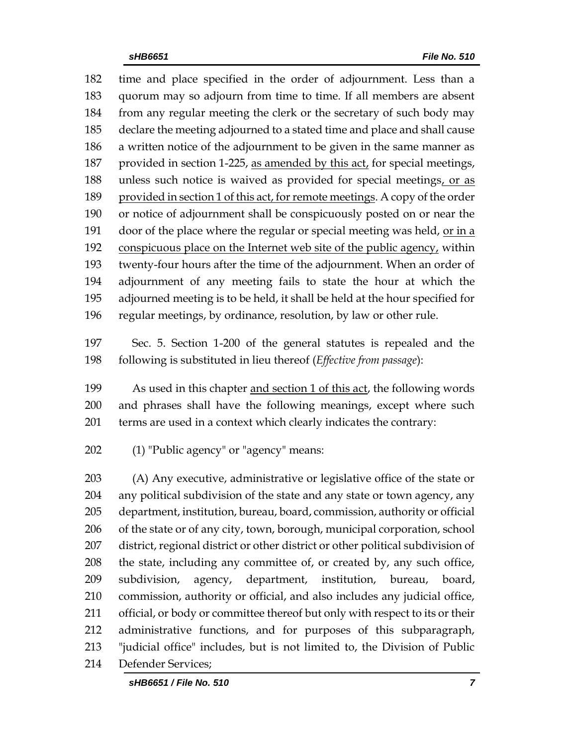time and place specified in the order of adjournment. Less than a quorum may so adjourn from time to time. If all members are absent from any regular meeting the clerk or the secretary of such body may declare the meeting adjourned to a stated time and place and shall cause a written notice of the adjournment to be given in the same manner as provided in section 1-225, <u>as amended by this act,</u> for special meetings, unless such notice is waived as provided for special meetings<u>, or as provided in section 1 of this act, for remote meetings</u>. A copy of the order or notice of adjournment shall be conspicuously posted on or near the door of the place where the regular or special meeting was held, <u>or in a conspicuous place on the Internet web site of the public agency,</u> within twenty-four hours after the time of the adjournment. When an order of adjournment of any meeting fails to state the hour at which the adjourned meeting is to be held, it shall be held at the hour specified for regular meetings, by ordinance, resolution, by law or other rule.

Sec. 5. Section 1-200 of the general statutes is repealed and the following is substituted in lieu thereof (*Effective from passage*):

As used in this chapter <u>and section 1 of this act</u>, the following words and phrases shall have the following meanings, except where such terms are used in a context which clearly indicates the contrary:

(1) "Public agency" or "agency" means:

(A) Any executive, administrative or legislative office of the state or any political subdivision of the state and any state or town agency, any department, institution, bureau, board, commission, authority or official of the state or of any city, town, borough, municipal corporation, school district, regional district or other district or other political subdivision of the state, including any committee of, or created by, any such office, subdivision, agency, department, institution, bureau, board, commission, authority or official, and also includes any judicial office, official, or body or committee thereof but only with respect to its or their administrative functions, and for purposes of this subparagraph, "judicial office" includes, but is not limited to, the Division of Public Defender Services;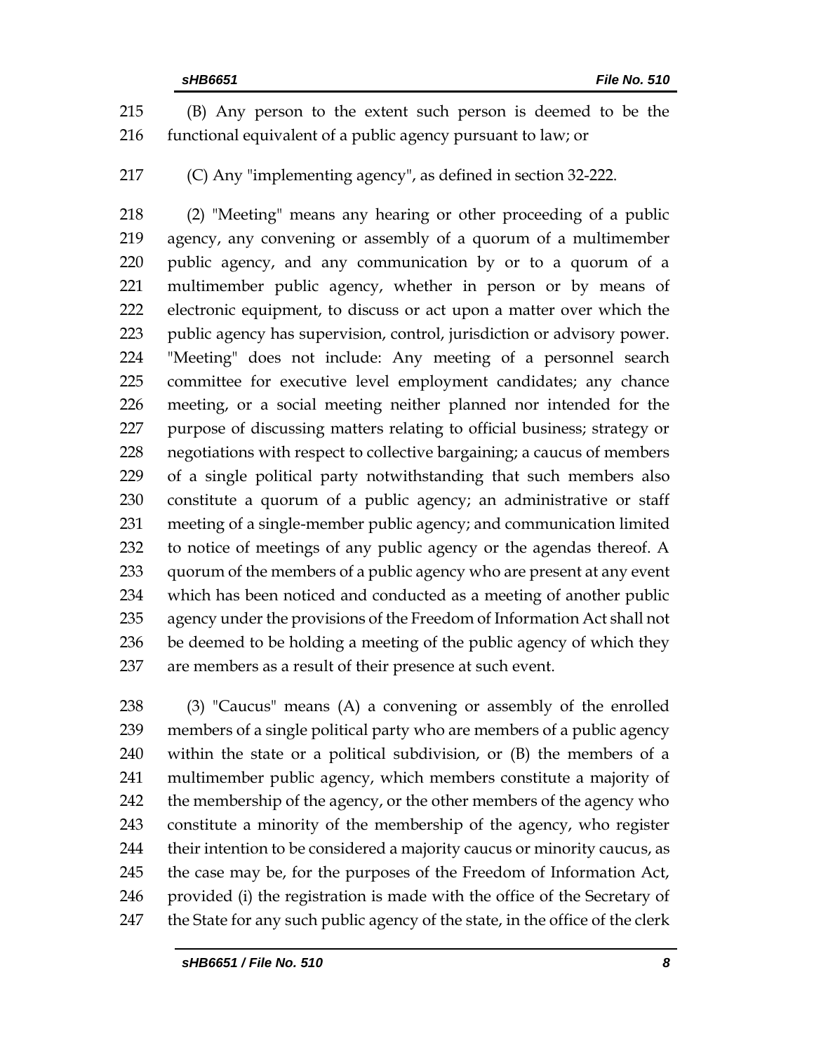(B) Any person to the extent such person is deemed to be the functional equivalent of a public agency pursuant to law; or

(C) Any "implementing agency", as defined in section 32-222.

(2) "Meeting" means any hearing or other proceeding of a public agency, any convening or assembly of a quorum of a multimember public agency, and any communication by or to a quorum of a multimember public agency, whether in person or by means of electronic equipment, to discuss or act upon a matter over which the public agency has supervision, control, jurisdiction or advisory power. "Meeting" does not include: Any meeting of a personnel search committee for executive level employment candidates; any chance meeting, or a social meeting neither planned nor intended for the purpose of discussing matters relating to official business; strategy or negotiations with respect to collective bargaining; a caucus of members of a single political party notwithstanding that such members also constitute a quorum of a public agency; an administrative or staff meeting of a single-member public agency; and communication limited to notice of meetings of any public agency or the agendas thereof. A quorum of the members of a public agency who are present at any event which has been noticed and conducted as a meeting of another public agency under the provisions of the Freedom of Information Act shall not be deemed to be holding a meeting of the public agency of which they are members as a result of their presence at such event.

(3) "Caucus" means (A) a convening or assembly of the enrolled members of a single political party who are members of a public agency within the state or a political subdivision, or (B) the members of a multimember public agency, which members constitute a majority of the membership of the agency, or the other members of the agency who constitute a minority of the membership of the agency, who register their intention to be considered a majority caucus or minority caucus, as the case may be, for the purposes of the Freedom of Information Act, provided (i) the registration is made with the office of the Secretary of the State for any such public agency of the state, in the office of the clerk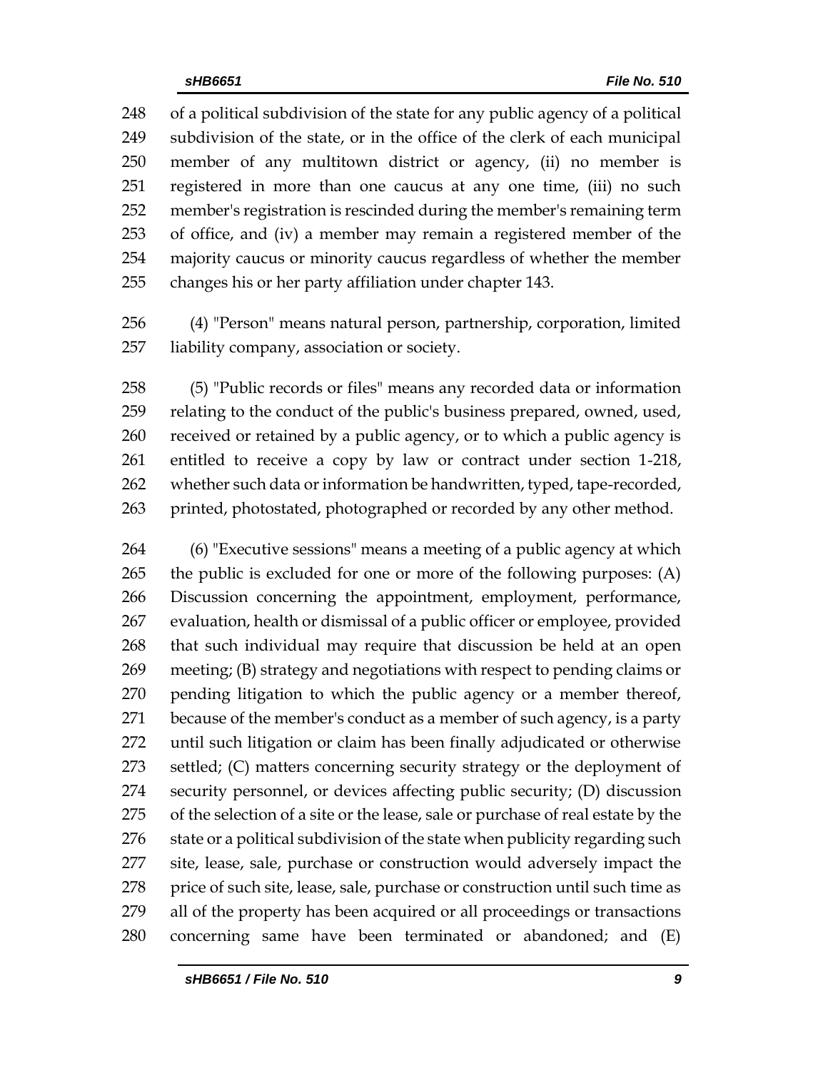of a political subdivision of the state for any public agency of a political subdivision of the state, or in the office of the clerk of each municipal member of any multitown district or agency, (ii) no member is registered in more than one caucus at any one time, (iii) no such member's registration is rescinded during the member's remaining term of office, and (iv) a member may remain a registered member of the majority caucus or minority caucus regardless of whether the member changes his or her party affiliation under chapter 143.

(4) "Person" means natural person, partnership, corporation, limited liability company, association or society.

(5) "Public records or files" means any recorded data or information relating to the conduct of the public's business prepared, owned, used, received or retained by a public agency, or to which a public agency is entitled to receive a copy by law or contract under section 1-218, whether such data or information be handwritten, typed, tape-recorded, printed, photostated, photographed or recorded by any other method.

(6) "Executive sessions" means a meeting of a public agency at which the public is excluded for one or more of the following purposes: (A) Discussion concerning the appointment, employment, performance, evaluation, health or dismissal of a public officer or employee, provided that such individual may require that discussion be held at an open meeting; (B) strategy and negotiations with respect to pending claims or pending litigation to which the public agency or a member thereof, because of the member's conduct as a member of such agency, is a party until such litigation or claim has been finally adjudicated or otherwise settled; (C) matters concerning security strategy or the deployment of security personnel, or devices affecting public security; (D) discussion of the selection of a site or the lease, sale or purchase of real estate by the state or a political subdivision of the state when publicity regarding such site, lease, sale, purchase or construction would adversely impact the price of such site, lease, sale, purchase or construction until such time as all of the property has been acquired or all proceedings or transactions concerning same have been terminated or abandoned; and (E)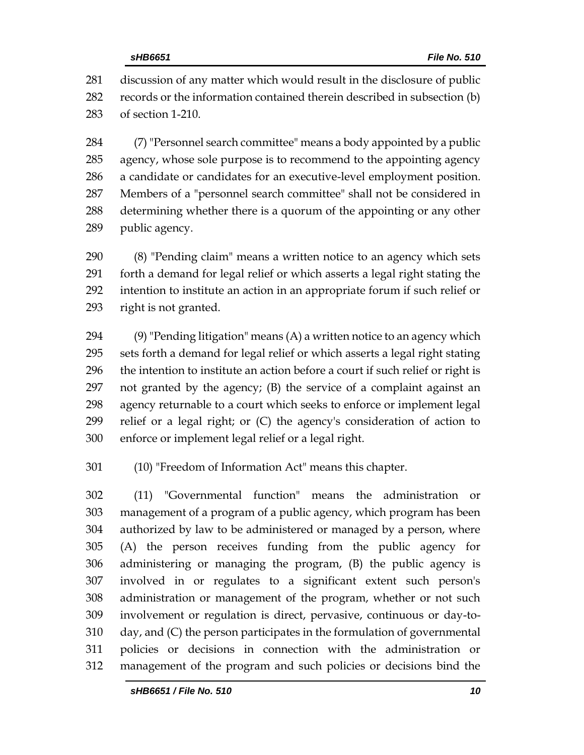discussion of any matter which would result in the disclosure of public records or the information contained therein described in subsection (b) of section 1-210.

(7) "Personnel search committee" means a body appointed by a public agency, whose sole purpose is to recommend to the appointing agency a candidate or candidates for an executive-level employment position. Members of a "personnel search committee" shall not be considered in determining whether there is a quorum of the appointing or any other public agency.

(8) "Pending claim" means a written notice to an agency which sets forth a demand for legal relief or which asserts a legal right stating the intention to institute an action in an appropriate forum if such relief or right is not granted.

(9) "Pending litigation" means (A) a written notice to an agency which sets forth a demand for legal relief or which asserts a legal right stating the intention to institute an action before a court if such relief or right is not granted by the agency; (B) the service of a complaint against an agency returnable to a court which seeks to enforce or implement legal relief or a legal right; or (C) the agency's consideration of action to enforce or implement legal relief or a legal right.

(10) "Freedom of Information Act" means this chapter.

(11) "Governmental function" means the administration or management of a program of a public agency, which program has been authorized by law to be administered or managed by a person, where (A) the person receives funding from the public agency for administering or managing the program, (B) the public agency is involved in or regulates to a significant extent such person's administration or management of the program, whether or not such involvement or regulation is direct, pervasive, continuous or day-to-day, and (C) the person participates in the formulation of governmental policies or decisions in connection with the administration or management of the program and such policies or decisions bind the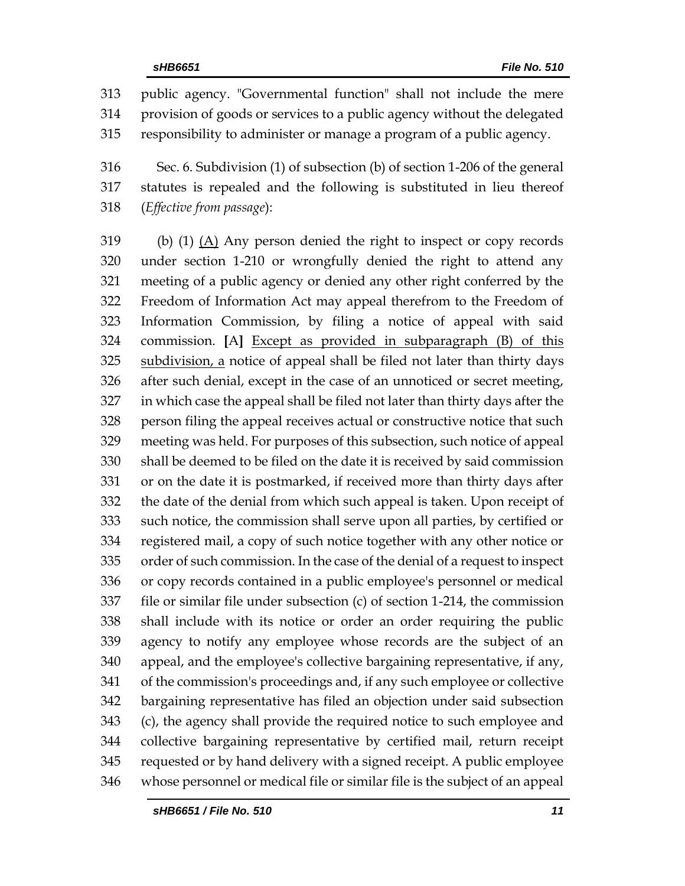public agency. "Governmental function" shall not include the mere provision of goods or services to a public agency without the delegated responsibility to administer or manage a program of a public agency.

Sec. 6. Subdivision (1) of subsection (b) of section 1-206 of the general statutes is repealed and the following is substituted in lieu thereof (*Effective from passage*):

(b) (1) <u>(A)</u> Any person denied the right to inspect or copy records under section 1-210 or wrongfully denied the right to attend any meeting of a public agency or denied any other right conferred by the Freedom of Information Act may appeal therefrom to the Freedom of Information Commission, by filing a notice of appeal with said commission. **[**A**]** <u>Except as provided in subparagraph (B) of this subdivision, a</u> notice of appeal shall be filed not later than thirty days after such denial, except in the case of an unnoticed or secret meeting, in which case the appeal shall be filed not later than thirty days after the person filing the appeal receives actual or constructive notice that such meeting was held. For purposes of this subsection, such notice of appeal shall be deemed to be filed on the date it is received by said commission or on the date it is postmarked, if received more than thirty days after the date of the denial from which such appeal is taken. Upon receipt of such notice, the commission shall serve upon all parties, by certified or registered mail, a copy of such notice together with any other notice or order of such commission. In the case of the denial of a request to inspect or copy records contained in a public employee's personnel or medical file or similar file under subsection (c) of section 1-214, the commission shall include with its notice or order an order requiring the public agency to notify any employee whose records are the subject of an appeal, and the employee's collective bargaining representative, if any, of the commission's proceedings and, if any such employee or collective bargaining representative has filed an objection under said subsection (c), the agency shall provide the required notice to such employee and collective bargaining representative by certified mail, return receipt requested or by hand delivery with a signed receipt. A public employee whose personnel or medical file or similar file is the subject of an appeal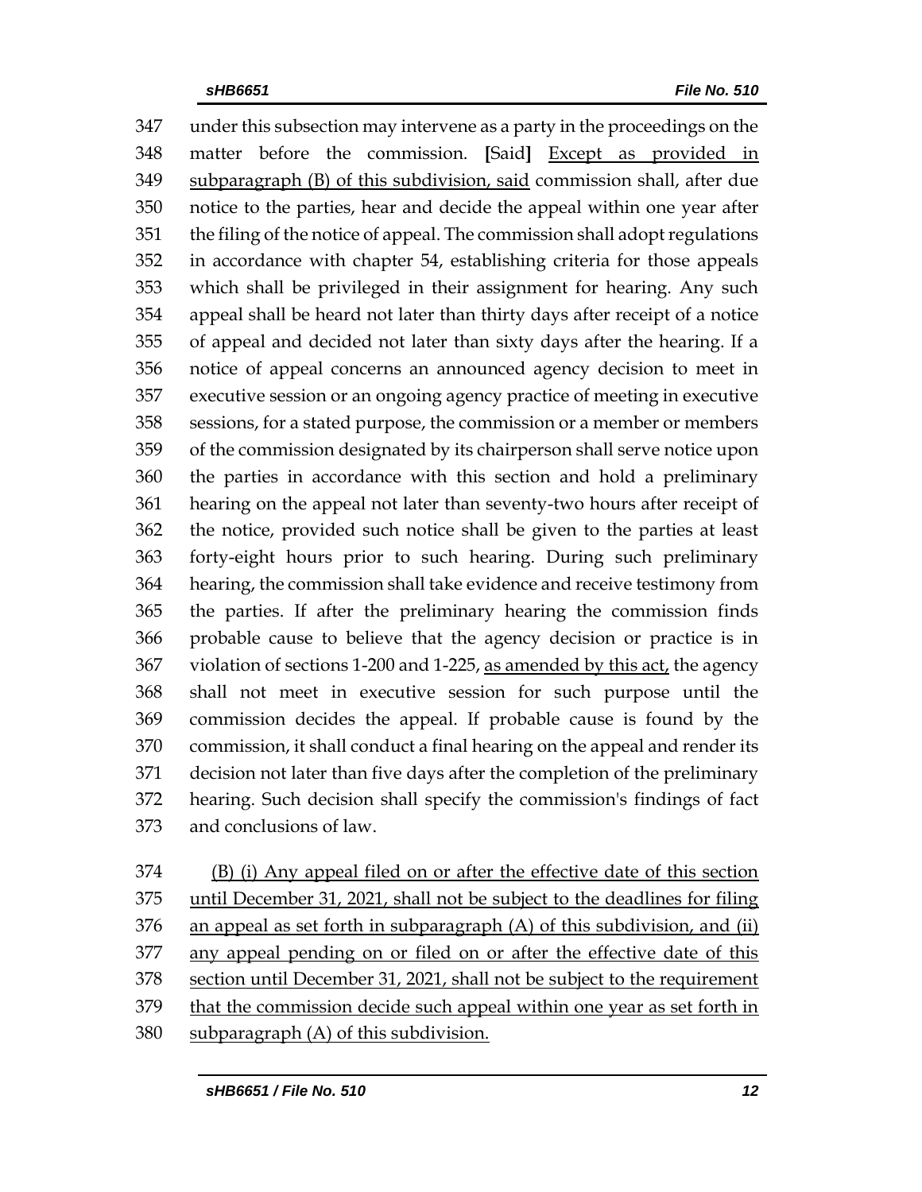under this subsection may intervene as a party in the proceedings on the matter before the commission. [Said] <u>Except as provided in subparagraph (B) of this subdivision, said</u> commission shall, after due notice to the parties, hear and decide the appeal within one year after the filing of the notice of appeal. The commission shall adopt regulations in accordance with chapter 54, establishing criteria for those appeals which shall be privileged in their assignment for hearing. Any such appeal shall be heard not later than thirty days after receipt of a notice of appeal and decided not later than sixty days after the hearing. If a notice of appeal concerns an announced agency decision to meet in executive session or an ongoing agency practice of meeting in executive sessions, for a stated purpose, the commission or a member or members of the commission designated by its chairperson shall serve notice upon the parties in accordance with this section and hold a preliminary hearing on the appeal not later than seventy-two hours after receipt of the notice, provided such notice shall be given to the parties at least forty-eight hours prior to such hearing. During such preliminary hearing, the commission shall take evidence and receive testimony from the parties. If after the preliminary hearing the commission finds probable cause to believe that the agency decision or practice is in violation of sections 1-200 and 1-225, <u>as amended by this act,</u> the agency shall not meet in executive session for such purpose until the commission decides the appeal. If probable cause is found by the commission, it shall conduct a final hearing on the appeal and render its decision not later than five days after the completion of the preliminary hearing. Such decision shall specify the commission's findings of fact and conclusions of law.

<u>(B) (i) Any appeal filed on or after the effective date of this section until December 31, 2021, shall not be subject to the deadlines for filing an appeal as set forth in subparagraph (A) of this subdivision, and (ii) any appeal pending on or filed on or after the effective date of this section until December 31, 2021, shall not be subject to the requirement that the commission decide such appeal within one year as set forth in subparagraph (A) of this subdivision.</u>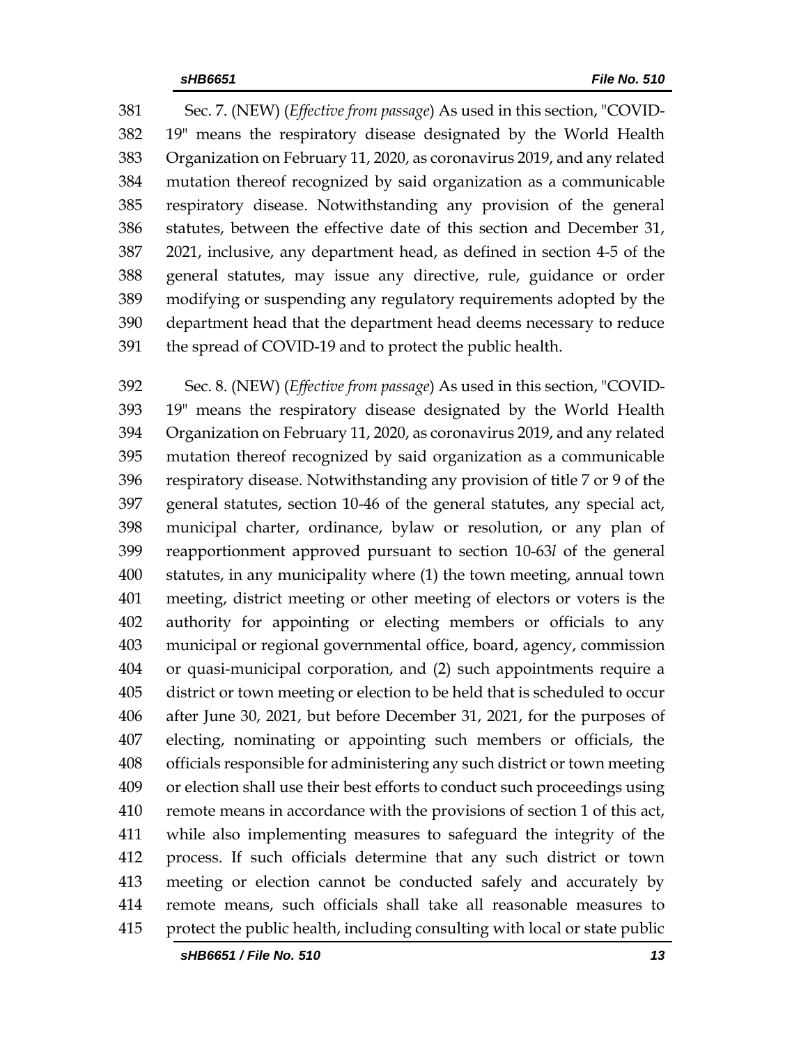Sec. 7. (NEW) (*Effective from passage*) As used in this section, "COVID-19" means the respiratory disease designated by the World Health Organization on February 11, 2020, as coronavirus 2019, and any related mutation thereof recognized by said organization as a communicable respiratory disease. Notwithstanding any provision of the general statutes, between the effective date of this section and December 31, 2021, inclusive, any department head, as defined in section 4-5 of the general statutes, may issue any directive, rule, guidance or order modifying or suspending any regulatory requirements adopted by the department head that the department head deems necessary to reduce the spread of COVID-19 and to protect the public health.

Sec. 8. (NEW) (*Effective from passage*) As used in this section, "COVID-19" means the respiratory disease designated by the World Health Organization on February 11, 2020, as coronavirus 2019, and any related mutation thereof recognized by said organization as a communicable respiratory disease. Notwithstanding any provision of title 7 or 9 of the general statutes, section 10-46 of the general statutes, any special act, municipal charter, ordinance, bylaw or resolution, or any plan of reapportionment approved pursuant to section 10-63*l* of the general statutes, in any municipality where (1) the town meeting, annual town meeting, district meeting or other meeting of electors or voters is the authority for appointing or electing members or officials to any municipal or regional governmental office, board, agency, commission or quasi-municipal corporation, and (2) such appointments require a district or town meeting or election to be held that is scheduled to occur after June 30, 2021, but before December 31, 2021, for the purposes of electing, nominating or appointing such members or officials, the officials responsible for administering any such district or town meeting or election shall use their best efforts to conduct such proceedings using remote means in accordance with the provisions of section 1 of this act, while also implementing measures to safeguard the integrity of the process. If such officials determine that any such district or town meeting or election cannot be conducted safely and accurately by remote means, such officials shall take all reasonable measures to protect the public health, including consulting with local or state public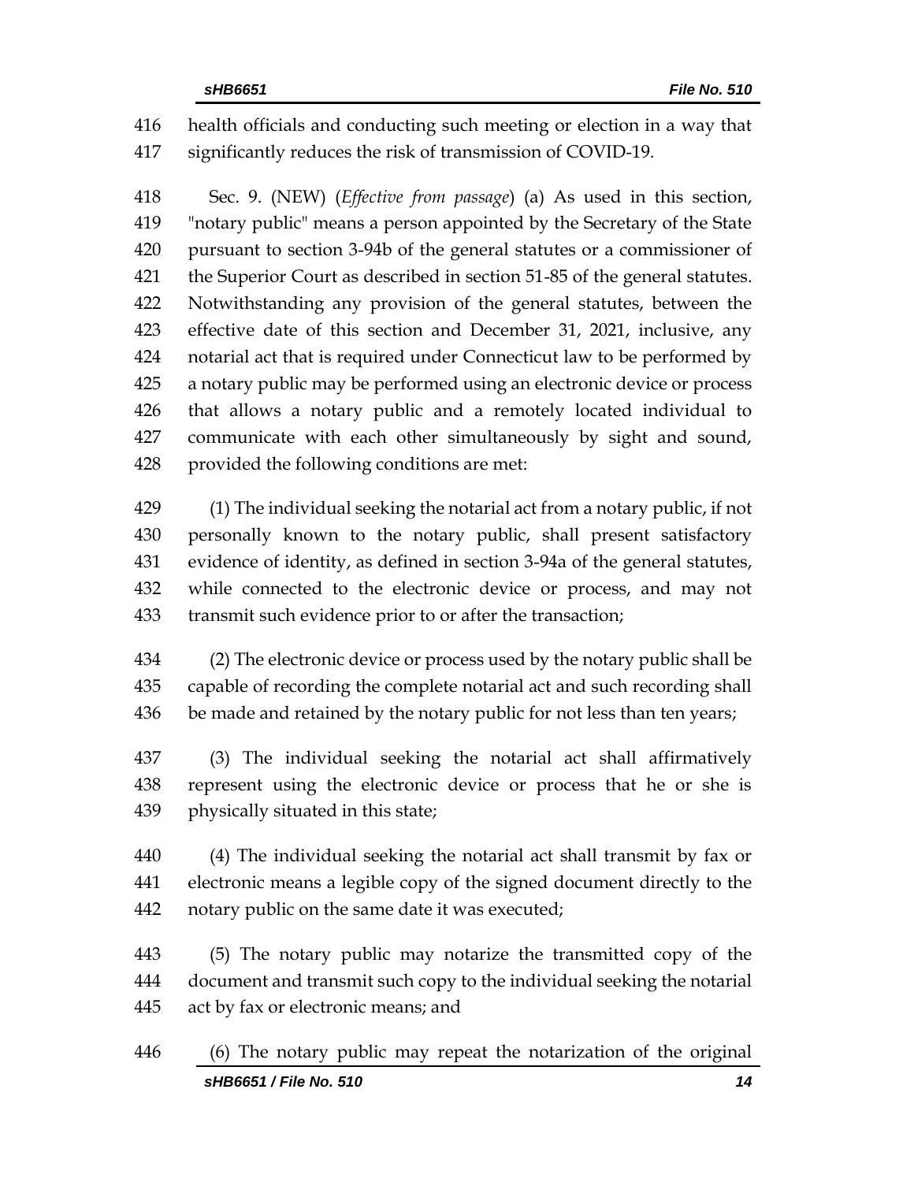health officials and conducting such meeting or election in a way that significantly reduces the risk of transmission of COVID-19.

Sec. 9. (NEW) (*Effective from passage*) (a) As used in this section, "notary public" means a person appointed by the Secretary of the State pursuant to section 3-94b of the general statutes or a commissioner of the Superior Court as described in section 51-85 of the general statutes. Notwithstanding any provision of the general statutes, between the effective date of this section and December 31, 2021, inclusive, any notarial act that is required under Connecticut law to be performed by a notary public may be performed using an electronic device or process that allows a notary public and a remotely located individual to communicate with each other simultaneously by sight and sound, provided the following conditions are met:

(1) The individual seeking the notarial act from a notary public, if not personally known to the notary public, shall present satisfactory evidence of identity, as defined in section 3-94a of the general statutes, while connected to the electronic device or process, and may not transmit such evidence prior to or after the transaction;

(2) The electronic device or process used by the notary public shall be capable of recording the complete notarial act and such recording shall be made and retained by the notary public for not less than ten years;

(3) The individual seeking the notarial act shall affirmatively represent using the electronic device or process that he or she is physically situated in this state;

(4) The individual seeking the notarial act shall transmit by fax or electronic means a legible copy of the signed document directly to the notary public on the same date it was executed;

(5) The notary public may notarize the transmitted copy of the document and transmit such copy to the individual seeking the notarial act by fax or electronic means; and

(6) The notary public may repeat the notarization of the original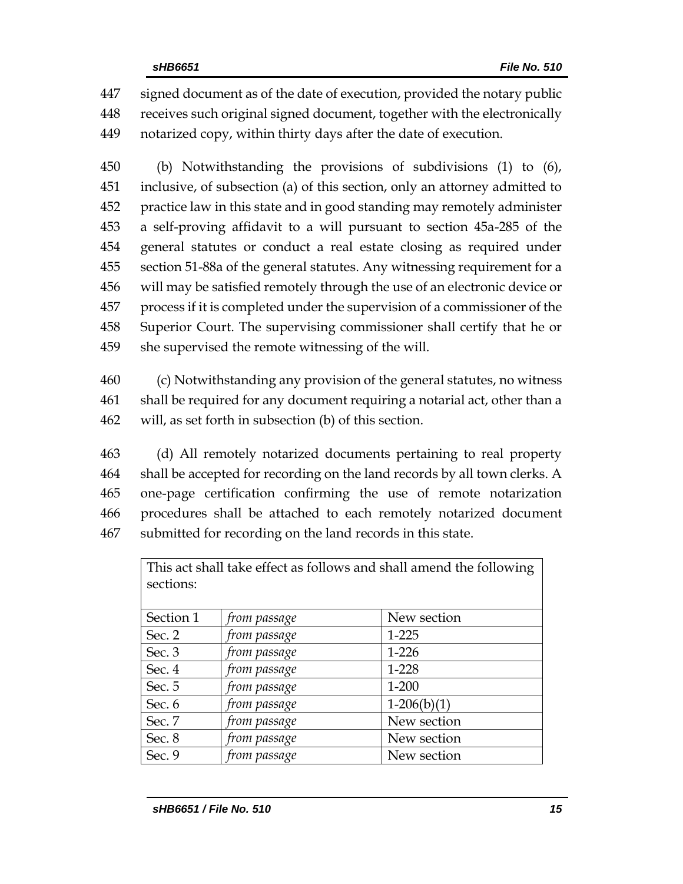signed document as of the date of execution, provided the notary public receives such original signed document, together with the electronically notarized copy, within thirty days after the date of execution.

(b) Notwithstanding the provisions of subdivisions (1) to (6), inclusive, of subsection (a) of this section, only an attorney admitted to practice law in this state and in good standing may remotely administer a self-proving affidavit to a will pursuant to section 45a-285 of the general statutes or conduct a real estate closing as required under section 51-88a of the general statutes. Any witnessing requirement for a will may be satisfied remotely through the use of an electronic device or process if it is completed under the supervision of a commissioner of the Superior Court. The supervising commissioner shall certify that he or she supervised the remote witnessing of the will.

(c) Notwithstanding any provision of the general statutes, no witness shall be required for any document requiring a notarial act, other than a will, as set forth in subsection (b) of this section.

(d) All remotely notarized documents pertaining to real property shall be accepted for recording on the land records by all town clerks. A one-page certification confirming the use of remote notarization procedures shall be attached to each remotely notarized document submitted for recording on the land records in this state.

| This act shall take effect as follows and shall amend the following sections: | | |
|---|---|---|
| Section 1 | *from passage* | New section |
| Sec. 2 | *from passage* | 1-225 |
| Sec. 3 | *from passage* | 1-226 |
| Sec. 4 | *from passage* | 1-228 |
| Sec. 5 | *from passage* | 1-200 |
| Sec. 6 | *from passage* | 1-206(b)(1) |
| Sec. 7 | *from passage* | New section |
| Sec. 8 | *from passage* | New section |
| Sec. 9 | *from passage* | New section |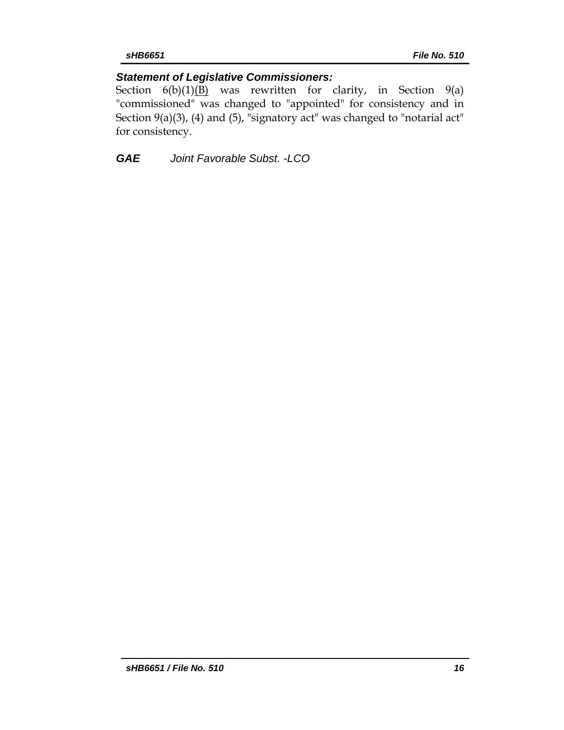***Statement of Legislative Commissioners:***

Section 6(b)(1)<u>(B)</u> was rewritten for clarity, in Section 9(a) "commissioned" was changed to "appointed" for consistency and in Section 9(a)(3), (4) and (5), "signatory act" was changed to "notarial act" for consistency.

***GAE*** *Joint Favorable Subst. -LCO*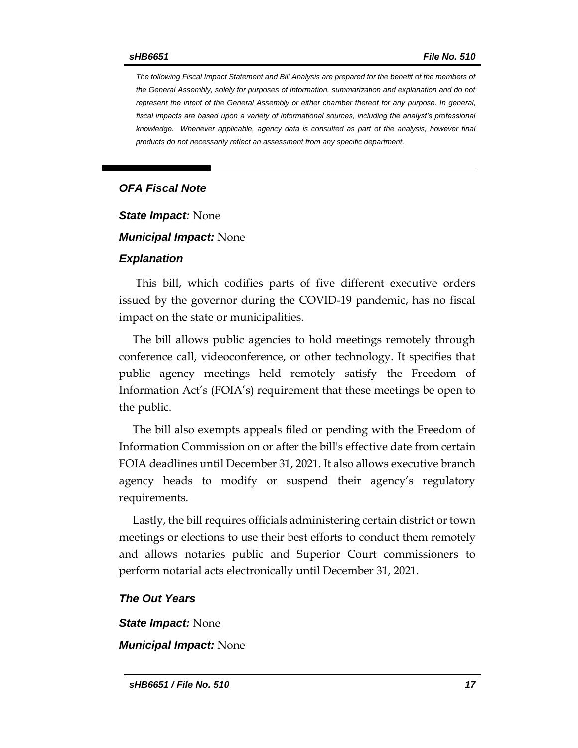*The following Fiscal Impact Statement and Bill Analysis are prepared for the benefit of the members of the General Assembly, solely for purposes of information, summarization and explanation and do not represent the intent of the General Assembly or either chamber thereof for any purpose. In general, fiscal impacts are based upon a variety of informational sources, including the analyst's professional knowledge. Whenever applicable, agency data is consulted as part of the analysis, however final products do not necessarily reflect an assessment from any specific department.*

## *OFA Fiscal Note*

***State Impact:*** None

***Municipal Impact:*** None

### *Explanation*

This bill, which codifies parts of five different executive orders issued by the governor during the COVID-19 pandemic, has no fiscal impact on the state or municipalities.

The bill allows public agencies to hold meetings remotely through conference call, videoconference, or other technology. It specifies that public agency meetings held remotely satisfy the Freedom of Information Act's (FOIA's) requirement that these meetings be open to the public.

The bill also exempts appeals filed or pending with the Freedom of Information Commission on or after the bill's effective date from certain FOIA deadlines until December 31, 2021. It also allows executive branch agency heads to modify or suspend their agency's regulatory requirements.

Lastly, the bill requires officials administering certain district or town meetings or elections to use their best efforts to conduct them remotely and allows notaries public and Superior Court commissioners to perform notarial acts electronically until December 31, 2021.

### *The Out Years*

***State Impact:*** None

***Municipal Impact:*** None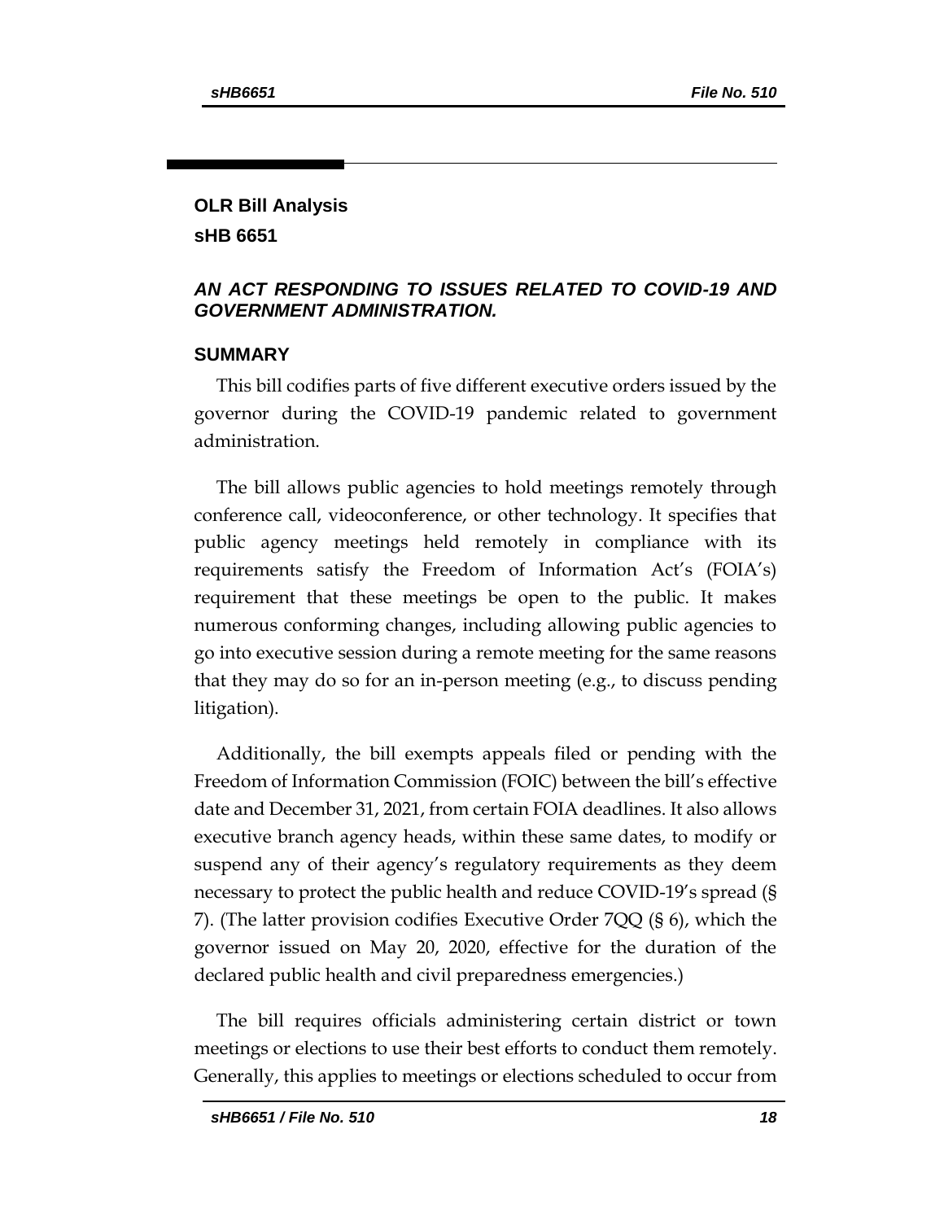## OLR Bill Analysis

## sHB 6651

### *AN ACT RESPONDING TO ISSUES RELATED TO COVID-19 AND GOVERNMENT ADMINISTRATION.*

### SUMMARY

This bill codifies parts of five different executive orders issued by the governor during the COVID-19 pandemic related to government administration.

The bill allows public agencies to hold meetings remotely through conference call, videoconference, or other technology. It specifies that public agency meetings held remotely in compliance with its requirements satisfy the Freedom of Information Act's (FOIA's) requirement that these meetings be open to the public. It makes numerous conforming changes, including allowing public agencies to go into executive session during a remote meeting for the same reasons that they may do so for an in-person meeting (e.g., to discuss pending litigation).

Additionally, the bill exempts appeals filed or pending with the Freedom of Information Commission (FOIC) between the bill's effective date and December 31, 2021, from certain FOIA deadlines. It also allows executive branch agency heads, within these same dates, to modify or suspend any of their agency's regulatory requirements as they deem necessary to protect the public health and reduce COVID-19's spread (§ 7). (The latter provision codifies Executive Order 7QQ (§ 6), which the governor issued on May 20, 2020, effective for the duration of the declared public health and civil preparedness emergencies.)

The bill requires officials administering certain district or town meetings or elections to use their best efforts to conduct them remotely. Generally, this applies to meetings or elections scheduled to occur from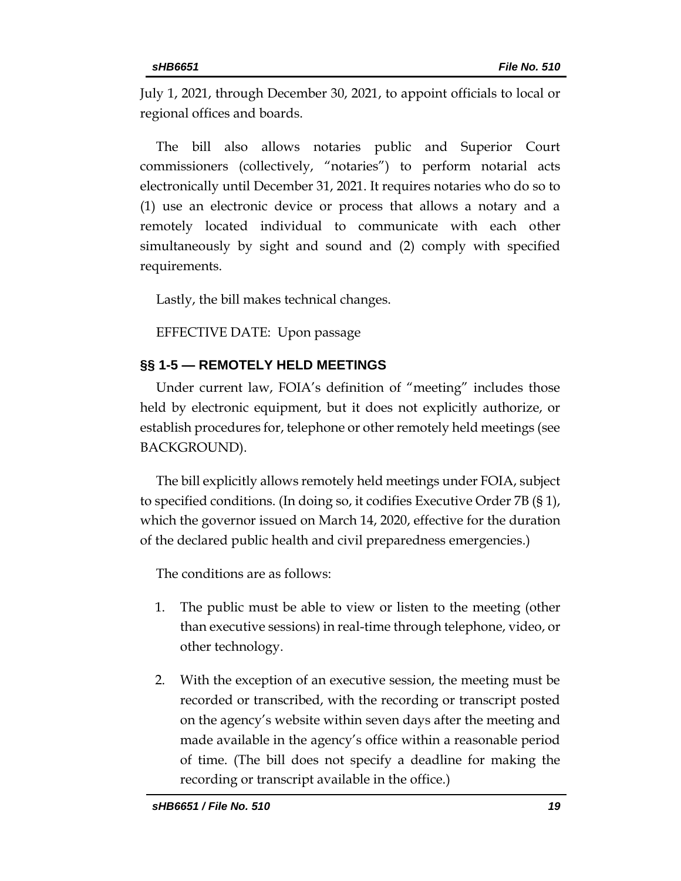July 1, 2021, through December 30, 2021, to appoint officials to local or regional offices and boards.

The bill also allows notaries public and Superior Court commissioners (collectively, "notaries") to perform notarial acts electronically until December 31, 2021. It requires notaries who do so to (1) use an electronic device or process that allows a notary and a remotely located individual to communicate with each other simultaneously by sight and sound and (2) comply with specified requirements.

Lastly, the bill makes technical changes.

EFFECTIVE DATE: Upon passage

## §§ 1-5 — REMOTELY HELD MEETINGS

Under current law, FOIA's definition of "meeting" includes those held by electronic equipment, but it does not explicitly authorize, or establish procedures for, telephone or other remotely held meetings (see BACKGROUND).

The bill explicitly allows remotely held meetings under FOIA, subject to specified conditions. (In doing so, it codifies Executive Order 7B (§ 1), which the governor issued on March 14, 2020, effective for the duration of the declared public health and civil preparedness emergencies.)

The conditions are as follows:

1. The public must be able to view or listen to the meeting (other than executive sessions) in real-time through telephone, video, or other technology.
2. With the exception of an executive session, the meeting must be recorded or transcribed, with the recording or transcript posted on the agency's website within seven days after the meeting and made available in the agency's office within a reasonable period of time. (The bill does not specify a deadline for making the recording or transcript available in the office.)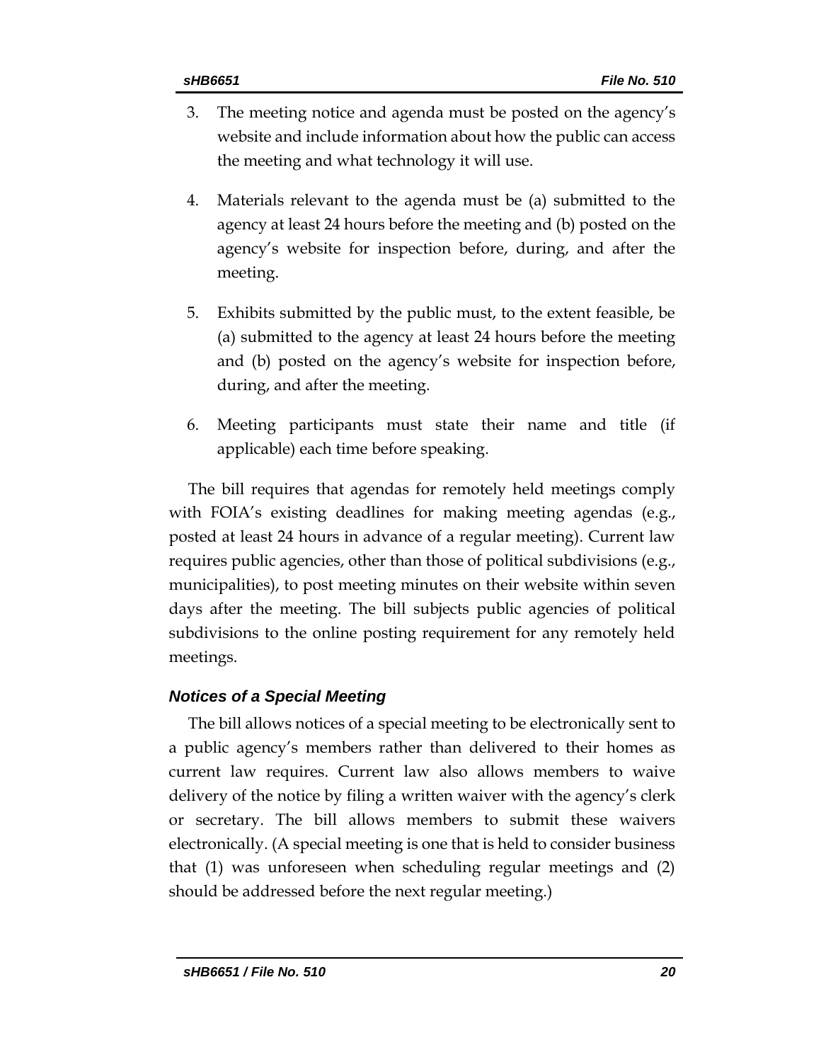3. The meeting notice and agenda must be posted on the agency's website and include information about how the public can access the meeting and what technology it will use.

4. Materials relevant to the agenda must be (a) submitted to the agency at least 24 hours before the meeting and (b) posted on the agency's website for inspection before, during, and after the meeting.

5. Exhibits submitted by the public must, to the extent feasible, be (a) submitted to the agency at least 24 hours before the meeting and (b) posted on the agency's website for inspection before, during, and after the meeting.

6. Meeting participants must state their name and title (if applicable) each time before speaking.

The bill requires that agendas for remotely held meetings comply with FOIA's existing deadlines for making meeting agendas (e.g., posted at least 24 hours in advance of a regular meeting). Current law requires public agencies, other than those of political subdivisions (e.g., municipalities), to post meeting minutes on their website within seven days after the meeting. The bill subjects public agencies of political subdivisions to the online posting requirement for any remotely held meetings.

### *Notices of a Special Meeting*

The bill allows notices of a special meeting to be electronically sent to a public agency's members rather than delivered to their homes as current law requires. Current law also allows members to waive delivery of the notice by filing a written waiver with the agency's clerk or secretary. The bill allows members to submit these waivers electronically. (A special meeting is one that is held to consider business that (1) was unforeseen when scheduling regular meetings and (2) should be addressed before the next regular meeting.)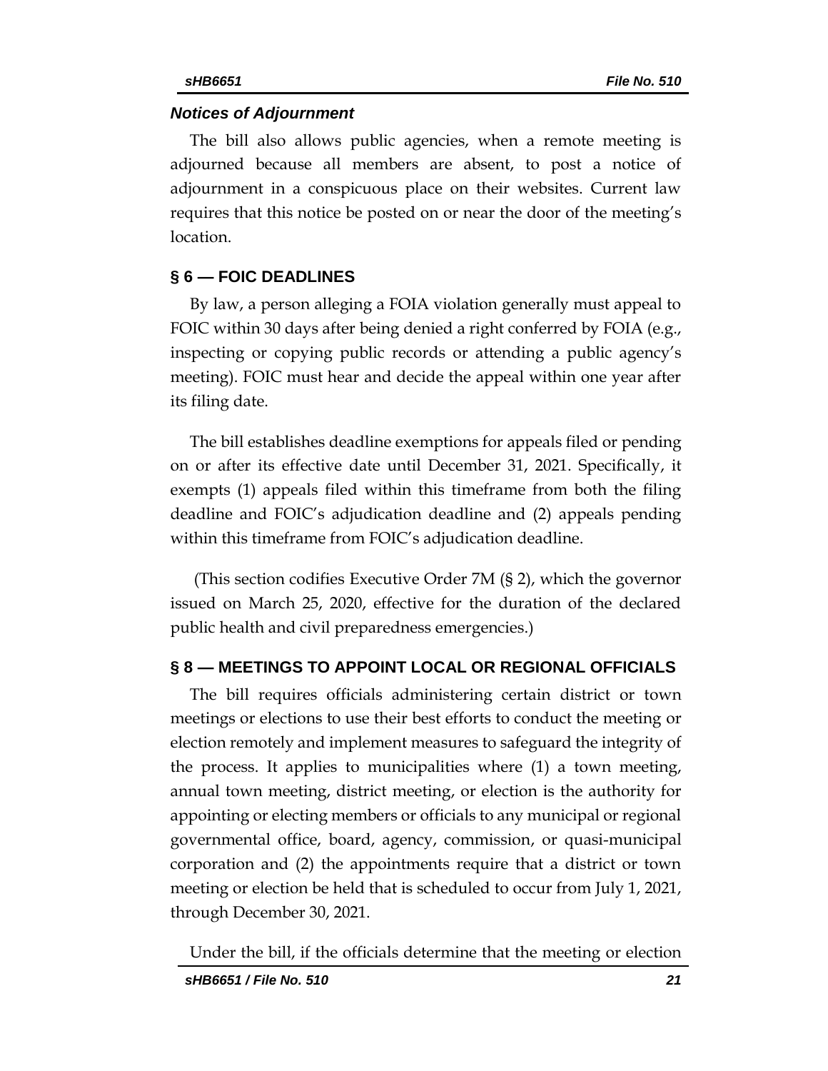### *Notices of Adjournment*

The bill also allows public agencies, when a remote meeting is adjourned because all members are absent, to post a notice of adjournment in a conspicuous place on their websites. Current law requires that this notice be posted on or near the door of the meeting's location.

## § 6 — FOIC DEADLINES

By law, a person alleging a FOIA violation generally must appeal to FOIC within 30 days after being denied a right conferred by FOIA (e.g., inspecting or copying public records or attending a public agency's meeting). FOIC must hear and decide the appeal within one year after its filing date.

The bill establishes deadline exemptions for appeals filed or pending on or after its effective date until December 31, 2021. Specifically, it exempts (1) appeals filed within this timeframe from both the filing deadline and FOIC's adjudication deadline and (2) appeals pending within this timeframe from FOIC's adjudication deadline.

(This section codifies Executive Order 7M (§ 2), which the governor issued on March 25, 2020, effective for the duration of the declared public health and civil preparedness emergencies.)

## § 8 — MEETINGS TO APPOINT LOCAL OR REGIONAL OFFICIALS

The bill requires officials administering certain district or town meetings or elections to use their best efforts to conduct the meeting or election remotely and implement measures to safeguard the integrity of the process. It applies to municipalities where (1) a town meeting, annual town meeting, district meeting, or election is the authority for appointing or electing members or officials to any municipal or regional governmental office, board, agency, commission, or quasi-municipal corporation and (2) the appointments require that a district or town meeting or election be held that is scheduled to occur from July 1, 2021, through December 30, 2021.

Under the bill, if the officials determine that the meeting or election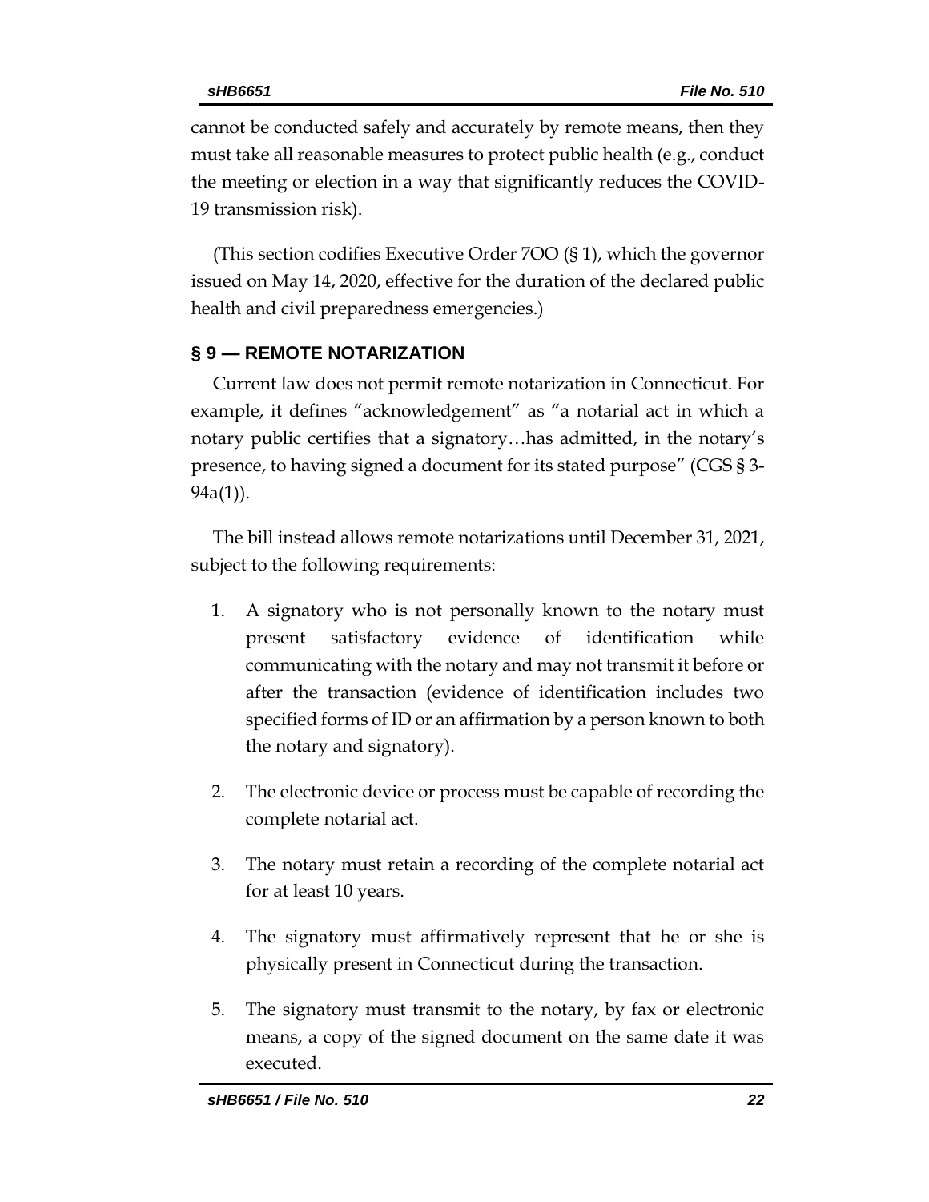cannot be conducted safely and accurately by remote means, then they must take all reasonable measures to protect public health (e.g., conduct the meeting or election in a way that significantly reduces the COVID-19 transmission risk).

(This section codifies Executive Order 7OO (§ 1), which the governor issued on May 14, 2020, effective for the duration of the declared public health and civil preparedness emergencies.)

## § 9 — REMOTE NOTARIZATION

Current law does not permit remote notarization in Connecticut. For example, it defines "acknowledgement" as "a notarial act in which a notary public certifies that a signatory…has admitted, in the notary's presence, to having signed a document for its stated purpose" (CGS § 3-94a(1)).

The bill instead allows remote notarizations until December 31, 2021, subject to the following requirements:

1. A signatory who is not personally known to the notary must present satisfactory evidence of identification while communicating with the notary and may not transmit it before or after the transaction (evidence of identification includes two specified forms of ID or an affirmation by a person known to both the notary and signatory).
2. The electronic device or process must be capable of recording the complete notarial act.
3. The notary must retain a recording of the complete notarial act for at least 10 years.
4. The signatory must affirmatively represent that he or she is physically present in Connecticut during the transaction.
5. The signatory must transmit to the notary, by fax or electronic means, a copy of the signed document on the same date it was executed.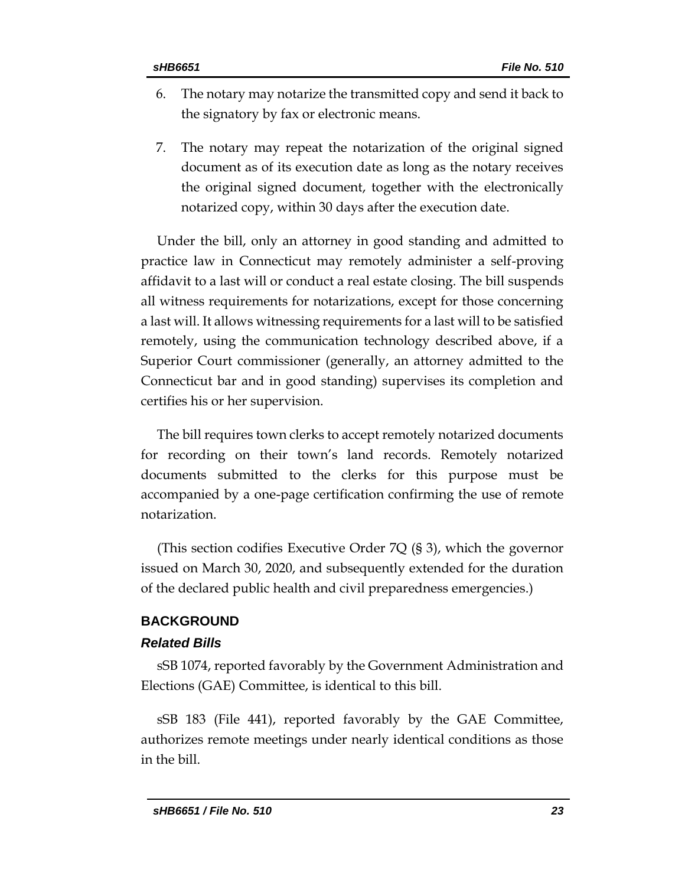6. The notary may notarize the transmitted copy and send it back to the signatory by fax or electronic means.

7. The notary may repeat the notarization of the original signed document as of its execution date as long as the notary receives the original signed document, together with the electronically notarized copy, within 30 days after the execution date.

Under the bill, only an attorney in good standing and admitted to practice law in Connecticut may remotely administer a self-proving affidavit to a last will or conduct a real estate closing. The bill suspends all witness requirements for notarizations, except for those concerning a last will. It allows witnessing requirements for a last will to be satisfied remotely, using the communication technology described above, if a Superior Court commissioner (generally, an attorney admitted to the Connecticut bar and in good standing) supervises its completion and certifies his or her supervision.

The bill requires town clerks to accept remotely notarized documents for recording on their town's land records. Remotely notarized documents submitted to the clerks for this purpose must be accompanied by a one-page certification confirming the use of remote notarization.

(This section codifies Executive Order 7Q (§ 3), which the governor issued on March 30, 2020, and subsequently extended for the duration of the declared public health and civil preparedness emergencies.)

## BACKGROUND

### *Related Bills*

sSB 1074, reported favorably by the Government Administration and Elections (GAE) Committee, is identical to this bill.

sSB 183 (File 441), reported favorably by the GAE Committee, authorizes remote meetings under nearly identical conditions as those in the bill.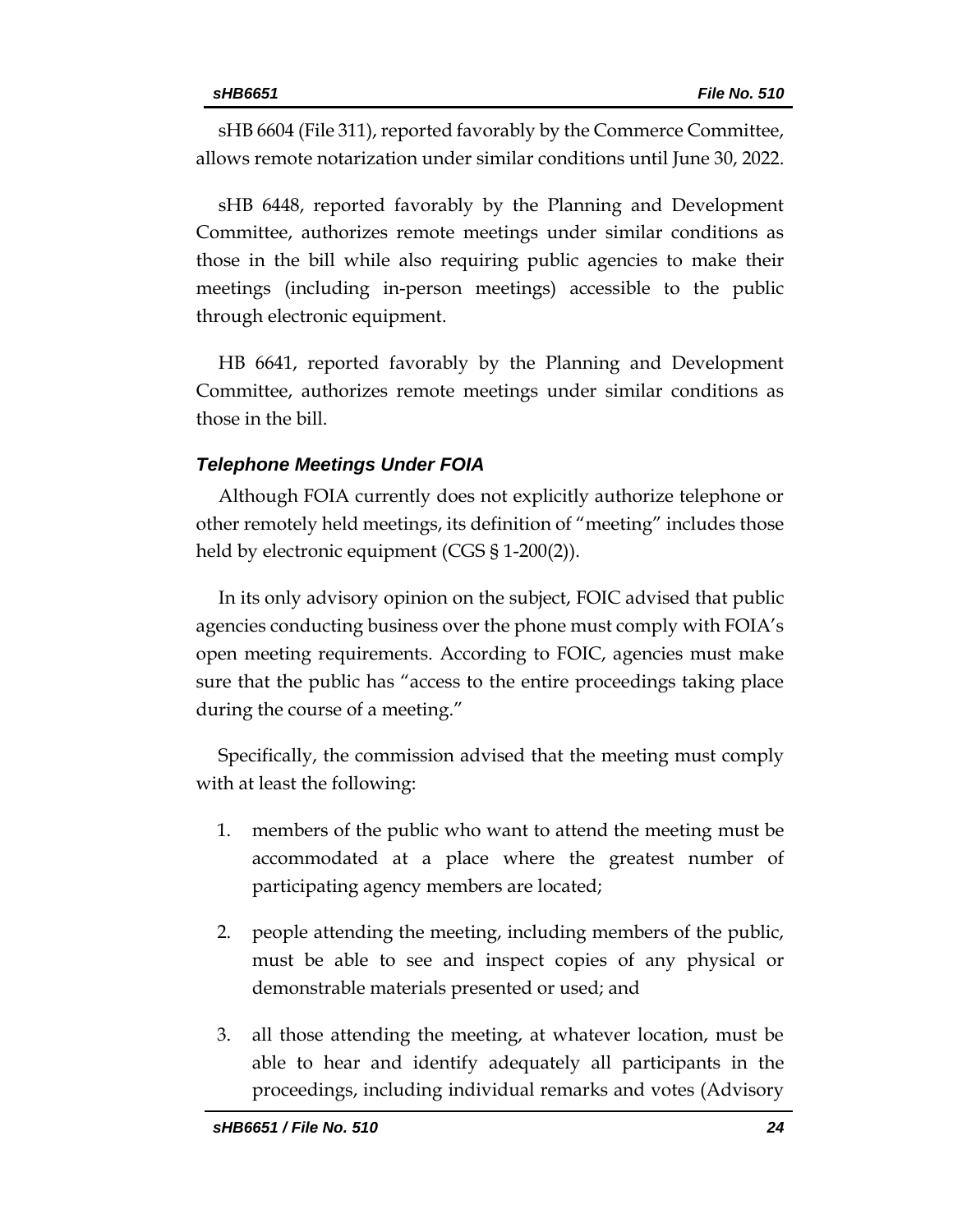sHB 6604 (File 311), reported favorably by the Commerce Committee, allows remote notarization under similar conditions until June 30, 2022.

sHB 6448, reported favorably by the Planning and Development Committee, authorizes remote meetings under similar conditions as those in the bill while also requiring public agencies to make their meetings (including in-person meetings) accessible to the public through electronic equipment.

HB 6641, reported favorably by the Planning and Development Committee, authorizes remote meetings under similar conditions as those in the bill.

### *Telephone Meetings Under FOIA*

Although FOIA currently does not explicitly authorize telephone or other remotely held meetings, its definition of "meeting" includes those held by electronic equipment (CGS § 1-200(2)).

In its only advisory opinion on the subject, FOIC advised that public agencies conducting business over the phone must comply with FOIA's open meeting requirements. According to FOIC, agencies must make sure that the public has "access to the entire proceedings taking place during the course of a meeting."

Specifically, the commission advised that the meeting must comply with at least the following:

1. members of the public who want to attend the meeting must be accommodated at a place where the greatest number of participating agency members are located;
2. people attending the meeting, including members of the public, must be able to see and inspect copies of any physical or demonstrable materials presented or used; and
3. all those attending the meeting, at whatever location, must be able to hear and identify adequately all participants in the proceedings, including individual remarks and votes (Advisory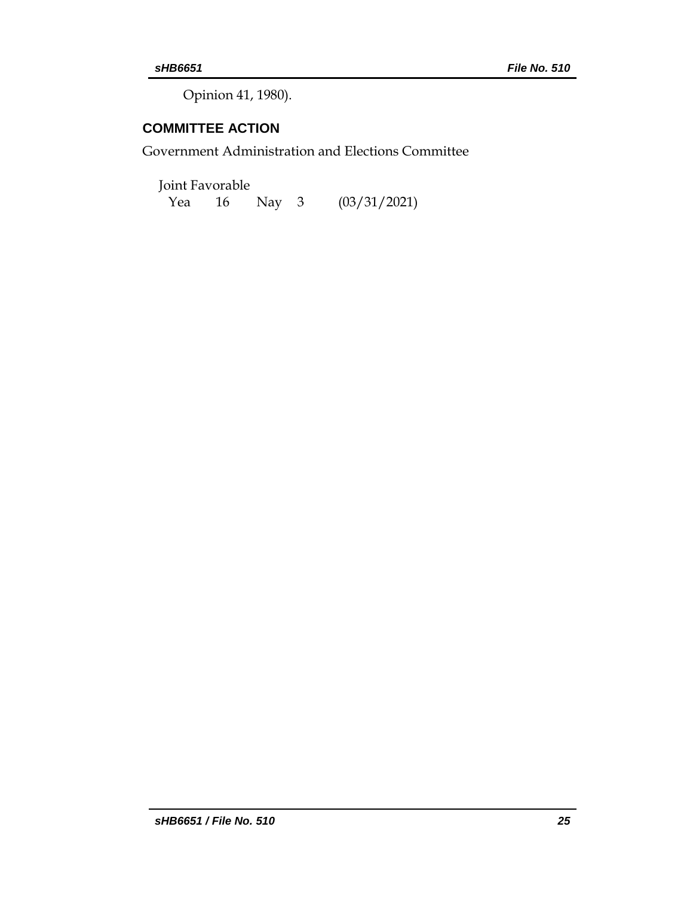Opinion 41, 1980).

## COMMITTEE ACTION

Government Administration and Elections Committee

Joint Favorable
Yea 16 Nay 3 (03/31/2021)